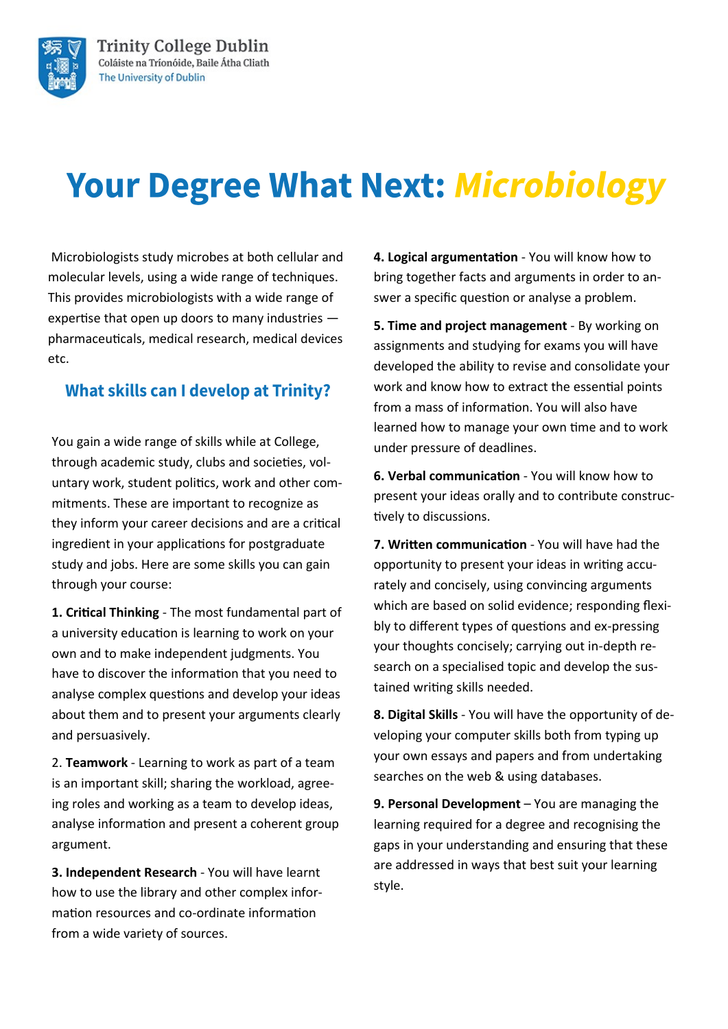Trinity College Dublin
Coláiste na Tríonóide, Baile Átha Cliath
The University of Dublin

# Your Degree What Next: *Microbiology*

Microbiologists study microbes at both cellular and molecular levels, using a wide range of techniques. This provides microbiologists with a wide range of expertise that open up doors to many industries — pharmaceuticals, medical research, medical devices etc.

## What skills can I develop at Trinity?

You gain a wide range of skills while at College, through academic study, clubs and societies, voluntary work, student politics, work and other commitments. These are important to recognize as they inform your career decisions and are a critical ingredient in your applications for postgraduate study and jobs. Here are some skills you can gain through your course:

**1. Critical Thinking** - The most fundamental part of a university education is learning to work on your own and to make independent judgments. You have to discover the information that you need to analyse complex questions and develop your ideas about them and to present your arguments clearly and persuasively.

2. **Teamwork** - Learning to work as part of a team is an important skill; sharing the workload, agreeing roles and working as a team to develop ideas, analyse information and present a coherent group argument.

**3. Independent Research** - You will have learnt how to use the library and other complex information resources and co-ordinate information from a wide variety of sources.

**4. Logical argumentation** - You will know how to bring together facts and arguments in order to answer a specific question or analyse a problem.

**5. Time and project management** - By working on assignments and studying for exams you will have developed the ability to revise and consolidate your work and know how to extract the essential points from a mass of information. You will also have learned how to manage your own time and to work under pressure of deadlines.

**6. Verbal communication** - You will know how to present your ideas orally and to contribute constructively to discussions.

**7. Written communication** - You will have had the opportunity to present your ideas in writing accurately and concisely, using convincing arguments which are based on solid evidence; responding flexibly to different types of questions and ex-pressing your thoughts concisely; carrying out in-depth research on a specialised topic and develop the sustained writing skills needed.

**8. Digital Skills** - You will have the opportunity of developing your computer skills both from typing up your own essays and papers and from undertaking searches on the web & using databases.

**9. Personal Development** – You are managing the learning required for a degree and recognising the gaps in your understanding and ensuring that these are addressed in ways that best suit your learning style.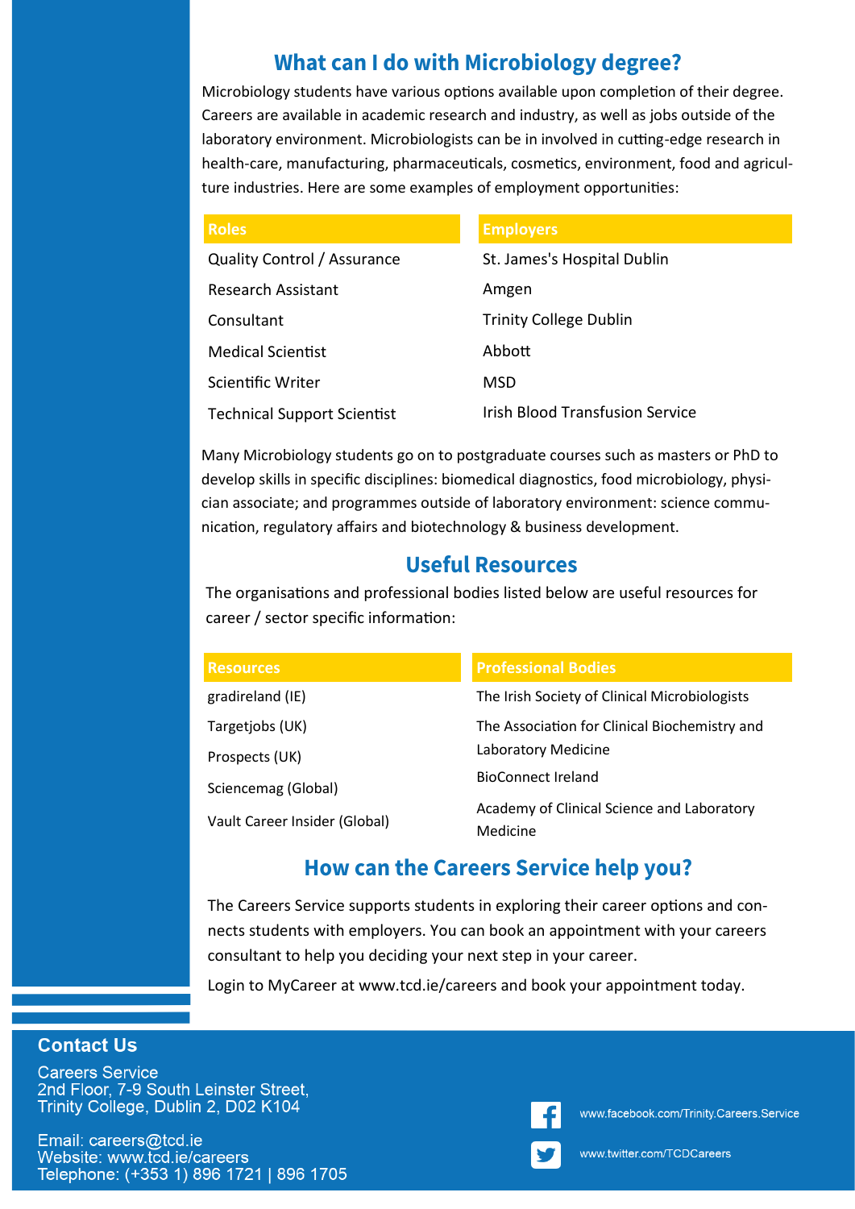## What can I do with Microbiology degree?

Microbiology students have various options available upon completion of their degree. Careers are available in academic research and industry, as well as jobs outside of the laboratory environment. Microbiologists can be in involved in cutting-edge research in health-care, manufacturing, pharmaceuticals, cosmetics, environment, food and agriculture industries. Here are some examples of employment opportunities:

| Roles | Employers |
| --- | --- |
| Quality Control / Assurance | St. James's Hospital Dublin |
| Research Assistant | Amgen |
| Consultant | Trinity College Dublin |
| Medical Scientist | Abbott |
| Scientific Writer | MSD |
| Technical Support Scientist | Irish Blood Transfusion Service |

Many Microbiology students go on to postgraduate courses such as masters or PhD to develop skills in specific disciplines: biomedical diagnostics, food microbiology, physician associate; and programmes outside of laboratory environment: science communication, regulatory affairs and biotechnology & business development.

## Useful Resources

The organisations and professional bodies listed below are useful resources for career / sector specific information:

| Resources | Professional Bodies |
| --- | --- |
| gradireland (IE) | The Irish Society of Clinical Microbiologists |
| Targetjobs (UK) | The Association for Clinical Biochemistry and Laboratory Medicine |
| Prospects (UK) | BioConnect Ireland |
| Sciencemag (Global) | Academy of Clinical Science and Laboratory Medicine |
| Vault Career Insider (Global) | |

## How can the Careers Service help you?

The Careers Service supports students in exploring their career options and connects students with employers. You can book an appointment with your careers consultant to help you deciding your next step in your career.

Login to MyCareer at www.tcd.ie/careers and book your appointment today.

### Contact Us

Careers Service
2nd Floor, 7-9 South Leinster Street,
Trinity College, Dublin 2, D02 K104

Email: careers@tcd.ie
Website: www.tcd.ie/careers
Telephone: (+353 1) 896 1721 | 896 1705

www.facebook.com/Trinity.Careers.Service

www.twitter.com/TCDCareers